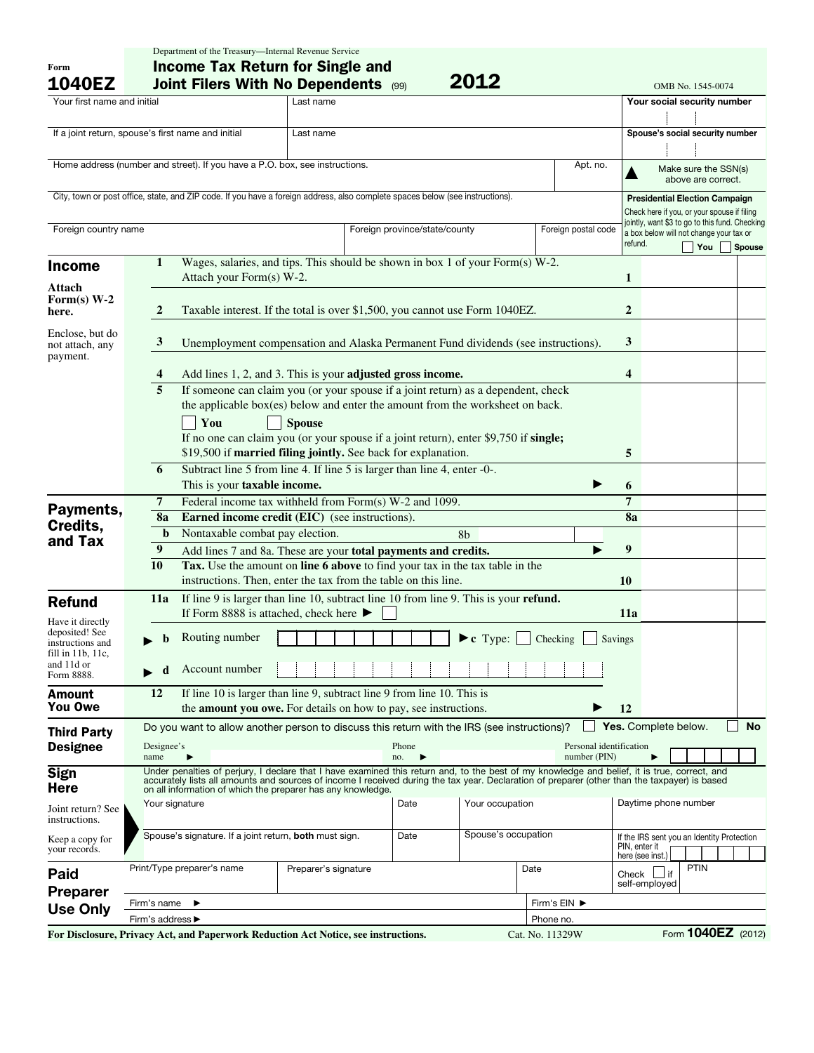Department of the Treasury—Internal Revenue Service

# Form 1040EZ — Income Tax Return for Single and Joint Filers With No Dependents (99) — 2012

OMB No. 1545-0074

| Your first name and initial | Last name | | | Your social security number |
|---|---|---|---|---|
| If a joint return, spouse's first name and initial | Last name | | | Spouse's social security number |
| Home address (number and street). If you have a P.O. box, see instructions. | | | Apt. no. | ▲ Make sure the SSN(s) above are correct. |
| City, town or post office, state, and ZIP code. If you have a foreign address, also complete spaces below (see instructions). | | | | **Presidential Election Campaign** Check here if you, or your spouse if filing jointly, want $3 to go to this fund. Checking a box below will not change your tax or refund. ☐ You ☐ Spouse |
| Foreign country name | | Foreign province/state/county | Foreign postal code | |

## Income

Attach Form(s) W-2 here.

Enclose, but do not attach, any payment.

| | | | |
|---|---|---|---|
| 1 | Wages, salaries, and tips. This should be shown in box 1 of your Form(s) W-2. Attach your Form(s) W-2. | 1 | |
| 2 | Taxable interest. If the total is over $1,500, you cannot use Form 1040EZ. | 2 | |
| 3 | Unemployment compensation and Alaska Permanent Fund dividends (see instructions). | 3 | |
| 4 | Add lines 1, 2, and 3. This is your **adjusted gross income.** | 4 | |
| 5 | If someone can claim you (or your spouse if a joint return) as a dependent, check the applicable box(es) below and enter the amount from the worksheet on back. ☐ **You** ☐ **Spouse** If no one can claim you (or your spouse if a joint return), enter $9,750 if **single;** $19,500 if **married filing jointly.** See back for explanation. | 5 | |
| 6 | Subtract line 5 from line 4. If line 5 is larger than line 4, enter -0-. This is your **taxable income.** ▶ | 6 | |

## Payments, Credits, and Tax

| | | | |
|---|---|---|---|
| 7 | Federal income tax withheld from Form(s) W-2 and 1099. | 7 | |
| 8a | **Earned income credit (EIC)** (see instructions). | 8a | |
| b | Nontaxable combat pay election. 8b | | |
| 9 | Add lines 7 and 8a. These are your **total payments and credits.** ▶ | 9 | |
| 10 | **Tax.** Use the amount on **line 6 above** to find your tax in the tax table in the instructions. Then, enter the tax from the table on this line. | 10 | |

## Refund

Have it directly deposited! See instructions and fill in 11b, 11c, and 11d or Form 8888.

| | | | |
|---|---|---|---|
| 11a | If line 9 is larger than line 10, subtract line 10 from line 9. This is your **refund.** If Form 8888 is attached, check here ▶ ☐ | 11a | |
| ▶ b | Routing number ▶ c Type: ☐ Checking ☐ Savings | | |
| ▶ d | Account number | | |

## Amount You Owe

| | | | |
|---|---|---|---|
| 12 | If line 10 is larger than line 9, subtract line 9 from line 10. This is the **amount you owe.** For details on how to pay, see instructions. ▶ | 12 | |

## Third Party Designee

Do you want to allow another person to discuss this return with the IRS (see instructions)? ☐ **Yes.** Complete below. ☐ **No**

Designee's name ▶ Phone no. ▶ Personal identification number (PIN) ▶

## Sign Here

Under penalties of perjury, I declare that I have examined this return and, to the best of my knowledge and belief, it is true, correct, and accurately lists all amounts and sources of income I received during the tax year. Declaration of preparer (other than the taxpayer) is based on all information of which the preparer has any knowledge.

Joint return? See instructions.

Keep a copy for your records.

| Your signature | Date | Your occupation | Daytime phone number |
|---|---|---|---|
| Spouse's signature. If a joint return, **both** must sign. | Date | Spouse's occupation | If the IRS sent you an Identity Protection PIN, enter it here (see inst.) |

## Paid Preparer Use Only

| Print/Type preparer's name | Preparer's signature | Date | Check ☐ if self-employed | PTIN |
|---|---|---|---|---|
| Firm's name ▶ | | Firm's EIN ▶ | | |
| Firm's address ▶ | | Phone no. | | |

**For Disclosure, Privacy Act, and Paperwork Reduction Act Notice, see instructions.** Cat. No. 11329W Form **1040EZ** (2012)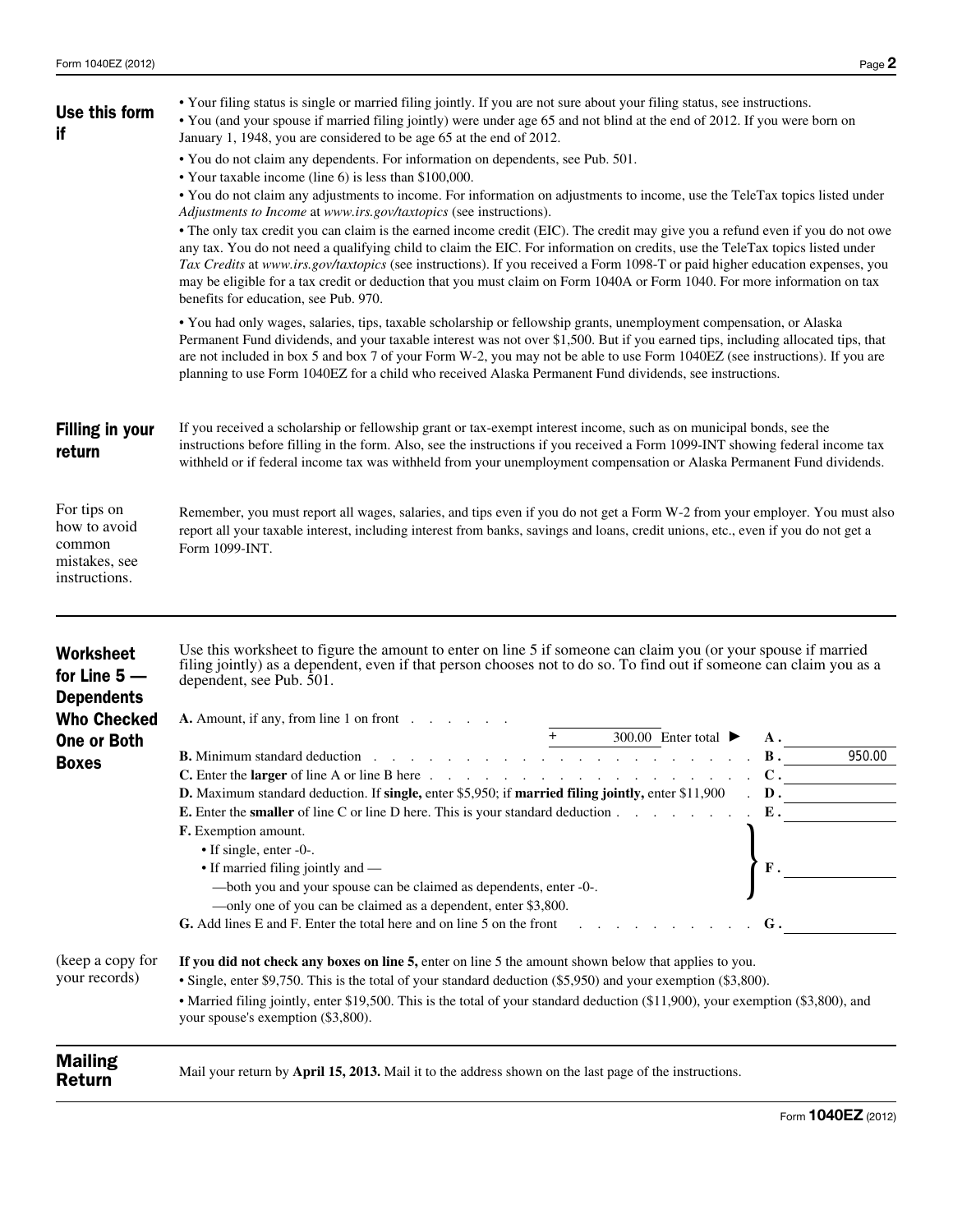## Use this form if

- Your filing status is single or married filing jointly. If you are not sure about your filing status, see instructions.
- You (and your spouse if married filing jointly) were under age 65 and not blind at the end of 2012. If you were born on January 1, 1948, you are considered to be age 65 at the end of 2012.
- You do not claim any dependents. For information on dependents, see Pub. 501.
- Your taxable income (line 6) is less than $100,000.
- You do not claim any adjustments to income. For information on adjustments to income, use the TeleTax topics listed under *Adjustments to Income* at *www.irs.gov/taxtopics* (see instructions).
- The only tax credit you can claim is the earned income credit (EIC). The credit may give you a refund even if you do not owe any tax. You do not need a qualifying child to claim the EIC. For information on credits, use the TeleTax topics listed under *Tax Credits* at *www.irs.gov/taxtopics* (see instructions). If you received a Form 1098-T or paid higher education expenses, you may be eligible for a tax credit or deduction that you must claim on Form 1040A or Form 1040. For more information on tax benefits for education, see Pub. 970.
- You had only wages, salaries, tips, taxable scholarship or fellowship grants, unemployment compensation, or Alaska Permanent Fund dividends, and your taxable interest was not over $1,500. But if you earned tips, including allocated tips, that are not included in box 5 and box 7 of your Form W-2, you may not be able to use Form 1040EZ (see instructions). If you are planning to use Form 1040EZ for a child who received Alaska Permanent Fund dividends, see instructions.

## Filling in your return

If you received a scholarship or fellowship grant or tax-exempt interest income, such as on municipal bonds, see the instructions before filling in the form. Also, see the instructions if you received a Form 1099-INT showing federal income tax withheld or if federal income tax was withheld from your unemployment compensation or Alaska Permanent Fund dividends.

For tips on how to avoid common mistakes, see instructions.

Remember, you must report all wages, salaries, and tips even if you do not get a Form W-2 from your employer. You must also report all your taxable interest, including interest from banks, savings and loans, credit unions, etc., even if you do not get a Form 1099-INT.

## Worksheet for Line 5 — Dependents Who Checked One or Both Boxes

Use this worksheet to figure the amount to enter on line 5 if someone can claim you (or your spouse if married filing jointly) as a dependent, even if that person chooses not to do so. To find out if someone can claim you as a dependent, see Pub. 501.

**A.** Amount, if any, from line 1 on front . . . . . . . + 300.00 Enter total ► **A.** ____________

**B.** Minimum standard deduction . . . . . . . . . . . . . . . . . . . . . . . **B.** 950.00

**C.** Enter the **larger** of line A or line B here . . . . . . . . . . . . . . . . . . . . **C.** ____________

**D.** Maximum standard deduction. If **single,** enter $5,950; if **married filing jointly,** enter $11,900 . **D.** ____________

**E.** Enter the **smaller** of line C or line D here. This is your standard deduction . . . . . . . . . **E.** ____________

**F.** Exemption amount.
- If single, enter -0-.
- If married filing jointly and —
  - —both you and your spouse can be claimed as dependents, enter -0-.
  - —only one of you can be claimed as a dependent, enter $3,800.

**F.** ____________

**G.** Add lines E and F. Enter the total here and on line 5 on the front . . . . . . . . . . . **G.** ____________

(keep a copy for your records)

**If you did not check any boxes on line 5,** enter on line 5 the amount shown below that applies to you.

- Single, enter $9,750. This is the total of your standard deduction ($5,950) and your exemption ($3,800).
- Married filing jointly, enter $19,500. This is the total of your standard deduction ($11,900), your exemption ($3,800), and your spouse's exemption ($3,800).

## Mailing Return

Mail your return by **April 15, 2013.** Mail it to the address shown on the last page of the instructions.